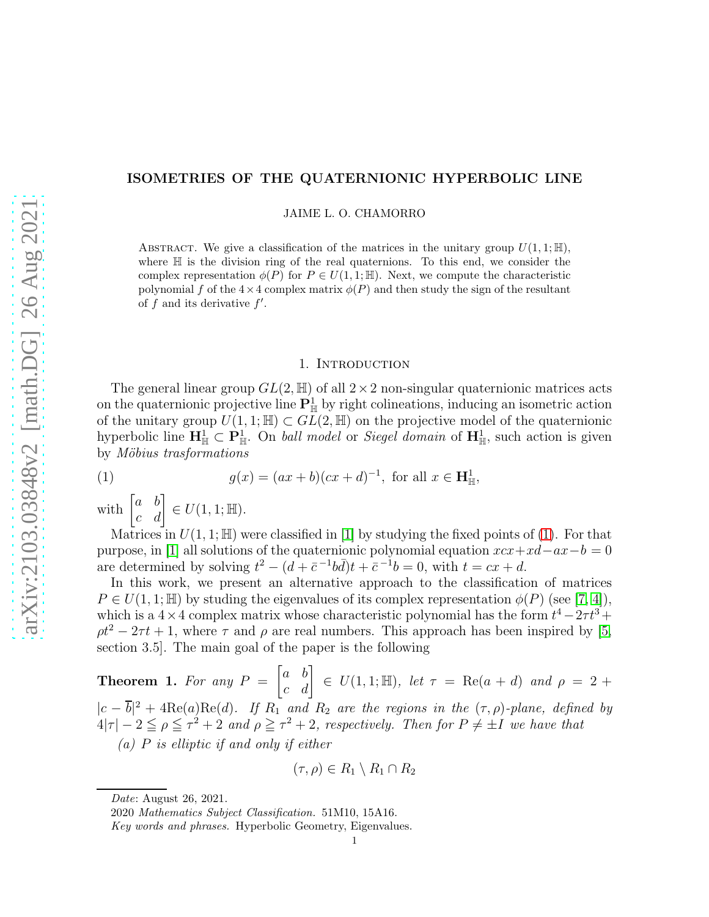# ISOMETRIES OF THE QUATERNIONIC HYPERBOLIC LINE

JAIME L. O. CHAMORRO

ABSTRACT. We give a classification of the matrices in the unitary group $U(1,1;\mathbb{H})$, where $\mathbb{H}$ is the division ring of the real quaternions. To this end, we consider the complex representation $\phi(P)$ for $P \in U(1,1;\mathbb{H})$. Next, we compute the characteristic polynomial $f$ of the $4\times 4$ complex matrix $\phi(P)$ and then study the sign of the resultant of $f$ and its derivative $f'$.

## 1. Introduction

The general linear group $GL(2,\mathbb{H})$ of all $2\times 2$ non-singular quaternionic matrices acts on the quaternionic projective line $\mathbf{P}^1_{\mathbb{H}}$ by right colineations, inducing an isometric action of the unitary group $U(1,1;\mathbb{H}) \subset GL(2,\mathbb{H})$ on the projective model of the quaternionic hyperbolic line $\mathbf{H}^1_{\mathbb{H}} \subset \mathbf{P}^1_{\mathbb{H}}$. On *ball model* or *Siegel domain* of $\mathbf{H}^1_{\mathbb{H}}$, such action is given by *Möbius trasformations*

$$g(x) = (ax+b)(cx+d)^{-1}, \text{ for all } x \in \mathbf{H}^1_{\mathbb{H}}, \tag{1}$$

with $\begin{bmatrix} a & b \\ c & d \end{bmatrix} \in U(1,1;\mathbb{H})$.

Matrices in $U(1,1;\mathbb{H})$ were classified in [1] by studying the fixed points of (1). For that purpose, in [1] all solutions of the quaternionic polynomial equation $xcx+xd-ax-b=0$ are determined by solving $t^2-(d+\bar{c}^{-1}b\bar{d})t+\bar{c}^{-1}b=0$, with $t=cx+d$.

In this work, we present an alternative approach to the classification of matrices $P \in U(1,1;\mathbb{H})$ by studing the eigenvalues of its complex representation $\phi(P)$ (see [7,4]), which is a $4\times 4$ complex matrix whose characteristic polynomial has the form $t^4-2\tau t^3+\rho t^2-2\tau t+1$, where $\tau$ and $\rho$ are real numbers. This approach has been inspired by [5, section 3.5]. The main goal of the paper is the following

**Theorem 1.** *For any $P = \begin{bmatrix} a & b \\ c & d \end{bmatrix} \in U(1,1;\mathbb{H})$, let $\tau = \operatorname{Re}(a+d)$ and $\rho = 2 + |c-\overline{b}|^2 + 4\operatorname{Re}(a)\operatorname{Re}(d)$. If $R_1$ and $R_2$ are the regions in the $(\tau,\rho)$-plane, defined by $4|\tau|-2 \leqq \rho \leqq \tau^2+2$ and $\rho \geqq \tau^2+2$, respectively. Then for $P \neq \pm I$ we have that*

*(a) $P$ is elliptic if and only if either*

$$(\tau,\rho) \in R_1 \setminus R_1 \cap R_2$$

*Date*: August 26, 2021.

2020 *Mathematics Subject Classification.* 51M10, 15A16.

*Key words and phrases.* Hyperbolic Geometry, Eigenvalues.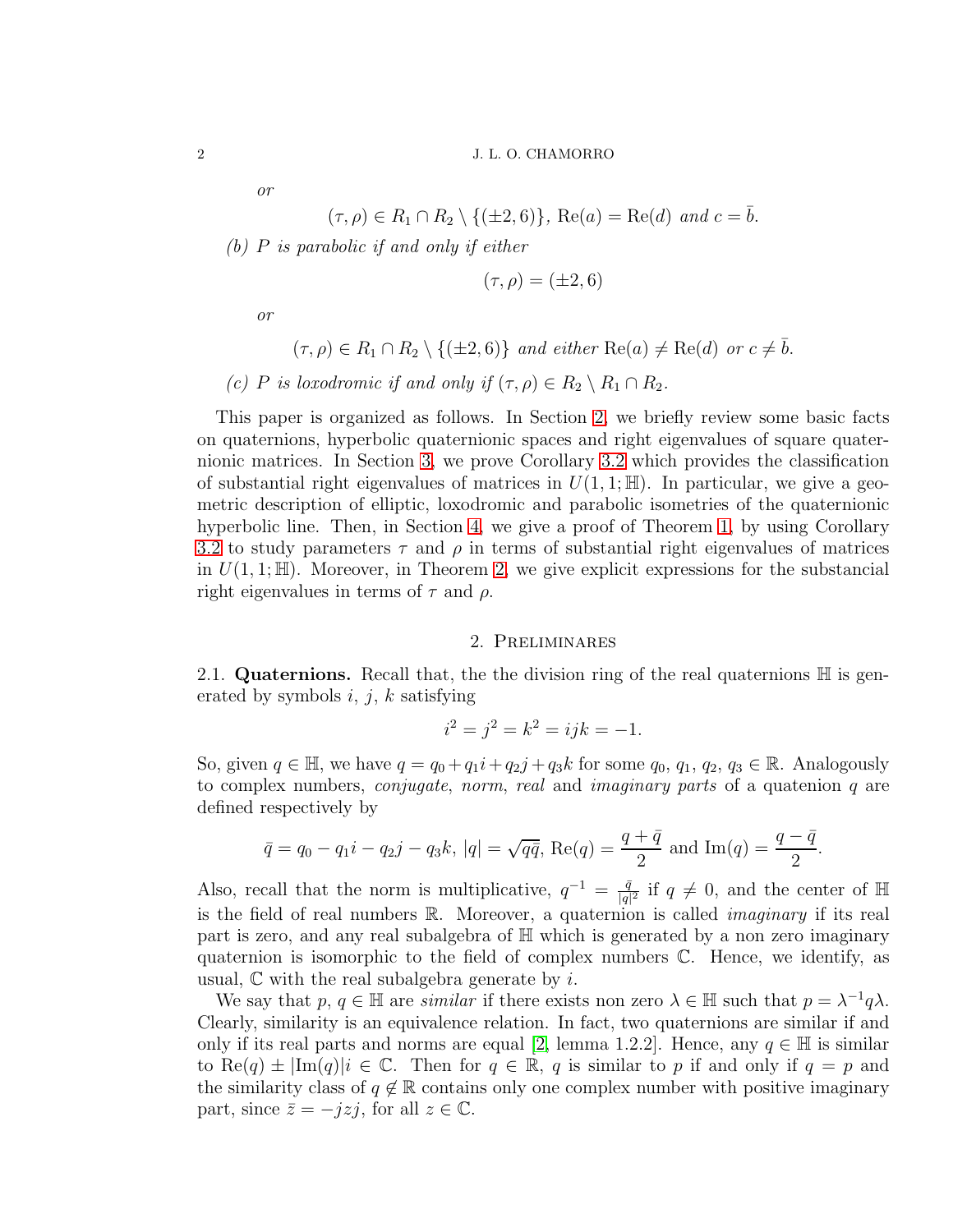*or*

$$(\tau, \rho) \in R_1 \cap R_2 \setminus \{(\pm 2, 6)\},\ \mathrm{Re}(a) = \mathrm{Re}(d) \text{ and } c = \bar{b}.$$

*(b) $P$ is parabolic if and only if either*

$$(\tau, \rho) = (\pm 2, 6)$$

*or*

$$(\tau, \rho) \in R_1 \cap R_2 \setminus \{(\pm 2, 6)\} \text{ and either } \mathrm{Re}(a) \neq \mathrm{Re}(d) \text{ or } c \neq \bar{b}.$$

*(c) $P$ is loxodromic if and only if $(\tau, \rho) \in R_2 \setminus R_1 \cap R_2$.*

This paper is organized as follows. In Section 2, we briefly review some basic facts on quaternions, hyperbolic quaternionic spaces and right eigenvalues of square quaternionic matrices. In Section 3, we prove Corollary 3.2 which provides the classification of substantial right eigenvalues of matrices in $U(1,1;\mathbb{H})$. In particular, we give a geometric description of elliptic, loxodromic and parabolic isometries of the quaternionic hyperbolic line. Then, in Section 4, we give a proof of Theorem 1, by using Corollary 3.2 to study parameters $\tau$ and $\rho$ in terms of substantial right eigenvalues of matrices in $U(1,1;\mathbb{H})$. Moreover, in Theorem 2, we give explicit expressions for the substancial right eigenvalues in terms of $\tau$ and $\rho$.

## 2. Preliminares

2.1. **Quaternions.** Recall that, the the division ring of the real quaternions $\mathbb{H}$ is generated by symbols $i$, $j$, $k$ satisfying

$$i^2 = j^2 = k^2 = ijk = -1.$$

So, given $q \in \mathbb{H}$, we have $q = q_0 + q_1 i + q_2 j + q_3 k$ for some $q_0$, $q_1$, $q_2$, $q_3 \in \mathbb{R}$. Analogously to complex numbers, *conjugate*, *norm*, *real* and *imaginary parts* of a quatenion $q$ are defined respectively by

$$\bar{q} = q_0 - q_1 i - q_2 j - q_3 k,\ |q| = \sqrt{q\bar{q}},\ \mathrm{Re}(q) = \frac{q + \bar{q}}{2} \text{ and } \mathrm{Im}(q) = \frac{q - \bar{q}}{2}.$$

Also, recall that the norm is multiplicative, $q^{-1} = \frac{\bar{q}}{|q|^2}$ if $q \neq 0$, and the center of $\mathbb{H}$ is the field of real numbers $\mathbb{R}$. Moreover, a quaternion is called *imaginary* if its real part is zero, and any real subalgebra of $\mathbb{H}$ which is generated by a non zero imaginary quaternion is isomorphic to the field of complex numbers $\mathbb{C}$. Hence, we identify, as usual, $\mathbb{C}$ with the real subalgebra generate by $i$.

We say that $p$, $q \in \mathbb{H}$ are *similar* if there exists non zero $\lambda \in \mathbb{H}$ such that $p = \lambda^{-1} q \lambda$. Clearly, similarity is an equivalence relation. In fact, two quaternions are similar if and only if its real parts and norms are equal [2, lemma 1.2.2]. Hence, any $q \in \mathbb{H}$ is similar to $\mathrm{Re}(q) \pm |\mathrm{Im}(q)| i \in \mathbb{C}$. Then for $q \in \mathbb{R}$, $q$ is similar to $p$ if and only if $q = p$ and the similarity class of $q \notin \mathbb{R}$ contains only one complex number with positive imaginary part, since $\bar{z} = -jzj$, for all $z \in \mathbb{C}$.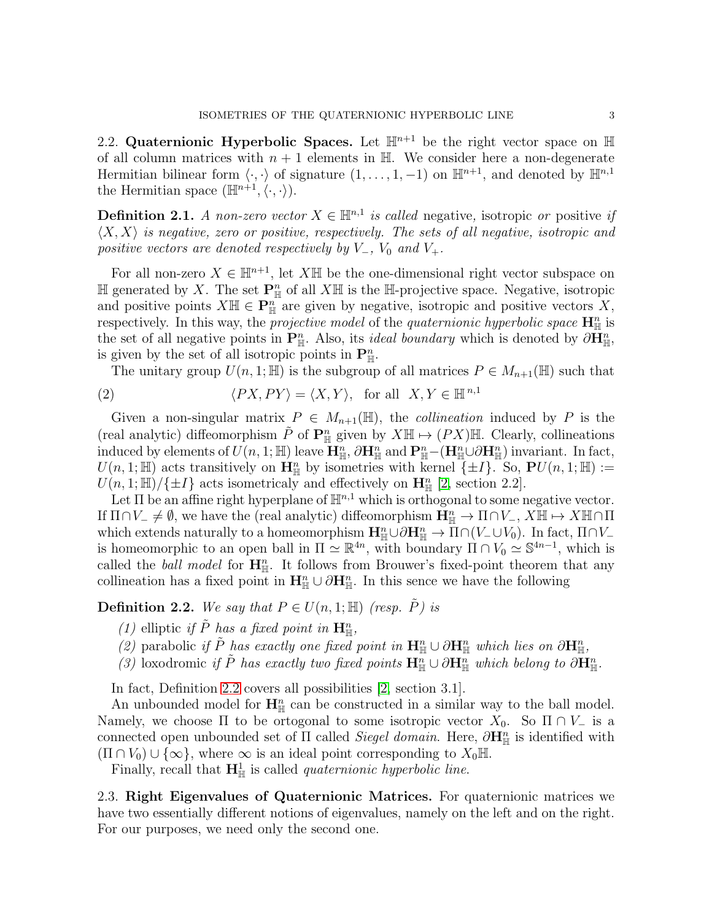### 2.2. **Quaternionic Hyperbolic Spaces.**

Let $\mathbb{H}^{n+1}$ be the right vector space on $\mathbb{H}$ of all column matrices with $n+1$ elements in $\mathbb{H}$. We consider here a non-degenerate Hermitian bilinear form $\langle \cdot, \cdot \rangle$ of signature $(1, \ldots, 1, -1)$ on $\mathbb{H}^{n+1}$, and denoted by $\mathbb{H}^{n,1}$ the Hermitian space $(\mathbb{H}^{n+1}, \langle \cdot, \cdot \rangle)$.

**Definition 2.1.** *A non-zero vector $X \in \mathbb{H}^{n,1}$ is called* negative, isotropic *or* positive *if $\langle X, X \rangle$ is negative, zero or positive, respectively. The sets of all negative, isotropic and positive vectors are denoted respectively by $V_-$, $V_0$ and $V_+$.*

For all non-zero $X \in \mathbb{H}^{n+1}$, let $X\mathbb{H}$ be the one-dimensional right vector subspace on $\mathbb{H}$ generated by $X$. The set $\mathbf{P}^n_{\mathbb{H}}$ of all $X\mathbb{H}$ is the $\mathbb{H}$-projective space. Negative, isotropic and positive points $X\mathbb{H} \in \mathbf{P}^n_{\mathbb{H}}$ are given by negative, isotropic and positive vectors $X$, respectively. In this way, the *projective model* of the *quaternionic hyperbolic space* $\mathbf{H}^n_{\mathbb{H}}$ is the set of all negative points in $\mathbf{P}^n_{\mathbb{H}}$. Also, its *ideal boundary* which is denoted by $\partial\mathbf{H}^n_{\mathbb{H}}$, is given by the set of all isotropic points in $\mathbf{P}^n_{\mathbb{H}}$.

The unitary group $U(n,1;\mathbb{H})$ is the subgroup of all matrices $P \in M_{n+1}(\mathbb{H})$ such that

$$\langle PX, PY \rangle = \langle X, Y \rangle, \quad \text{for all} \quad X, Y \in \mathbb{H}^{\,n,1} \tag{2}$$

Given a non-singular matrix $P \in M_{n+1}(\mathbb{H})$, the *collineation* induced by $P$ is the (real analytic) diffeomorphism $\tilde{P}$ of $\mathbf{P}^n_{\mathbb{H}}$ given by $X\mathbb{H} \mapsto (PX)\mathbb{H}$. Clearly, collineations induced by elements of $U(n,1;\mathbb{H})$ leave $\mathbf{H}^n_{\mathbb{H}}$, $\partial\mathbf{H}^n_{\mathbb{H}}$ and $\mathbf{P}^n_{\mathbb{H}} - (\mathbf{H}^n_{\mathbb{H}} \cup \partial\mathbf{H}^n_{\mathbb{H}})$ invariant. In fact, $U(n,1;\mathbb{H})$ acts transitively on $\mathbf{H}^n_{\mathbb{H}}$ by isometries with kernel $\{\pm I\}$. So, $\mathbf{P}U(n,1;\mathbb{H}) := U(n,1;\mathbb{H})/\{\pm I\}$ acts isometricaly and effectively on $\mathbf{H}^n_{\mathbb{H}}$ [2, section 2.2].

Let $\Pi$ be an affine right hyperplane of $\mathbb{H}^{n,1}$ which is orthogonal to some negative vector. If $\Pi \cap V_- \neq \emptyset$, we have the (real analytic) diffeomorphism $\mathbf{H}^n_{\mathbb{H}} \to \Pi \cap V_-$, $X\mathbb{H} \mapsto X\mathbb{H} \cap \Pi$ which extends naturally to a homeomorphism $\mathbf{H}^n_{\mathbb{H}} \cup \partial\mathbf{H}^n_{\mathbb{H}} \to \Pi \cap (V_- \cup V_0)$. In fact, $\Pi \cap V_-$ is homeomorphic to an open ball in $\Pi \simeq \mathbb{R}^{4n}$, with boundary $\Pi \cap V_0 \simeq \mathbb{S}^{4n-1}$, which is called the *ball model* for $\mathbf{H}^n_{\mathbb{H}}$. It follows from Brouwer's fixed-point theorem that any collineation has a fixed point in $\mathbf{H}^n_{\mathbb{H}} \cup \partial\mathbf{H}^n_{\mathbb{H}}$. In this sence we have the following

**Definition 2.2.** *We say that $P \in U(n,1;\mathbb{H})$ (resp. $\tilde{P}$) is*

*(1)* elliptic *if $\tilde{P}$ has a fixed point in $\mathbf{H}^n_{\mathbb{H}}$,*
*(2)* parabolic *if $\tilde{P}$ has exactly one fixed point in $\mathbf{H}^n_{\mathbb{H}} \cup \partial\mathbf{H}^n_{\mathbb{H}}$ which lies on $\partial\mathbf{H}^n_{\mathbb{H}}$,*
*(3)* loxodromic *if $\tilde{P}$ has exactly two fixed points $\mathbf{H}^n_{\mathbb{H}} \cup \partial\mathbf{H}^n_{\mathbb{H}}$ which belong to $\partial\mathbf{H}^n_{\mathbb{H}}$.*

In fact, Definition 2.2 covers all possibilities [2, section 3.1].

An unbounded model for $\mathbf{H}^n_{\mathbb{H}}$ can be constructed in a similar way to the ball model. Namely, we choose $\Pi$ to be ortogonal to some isotropic vector $X_0$. So $\Pi \cap V_-$ is a connected open unbounded set of $\Pi$ called *Siegel domain*. Here, $\partial\mathbf{H}^n_{\mathbb{H}}$ is identified with $(\Pi \cap V_0) \cup \{\infty\}$, where $\infty$ is an ideal point corresponding to $X_0\mathbb{H}$.

Finally, recall that $\mathbf{H}^1_{\mathbb{H}}$ is called *quaternionic hyperbolic line*.

### 2.3. **Right Eigenvalues of Quaternionic Matrices.**

For quaternionic matrices we have two essentially different notions of eigenvalues, namely on the left and on the right. For our purposes, we need only the second one.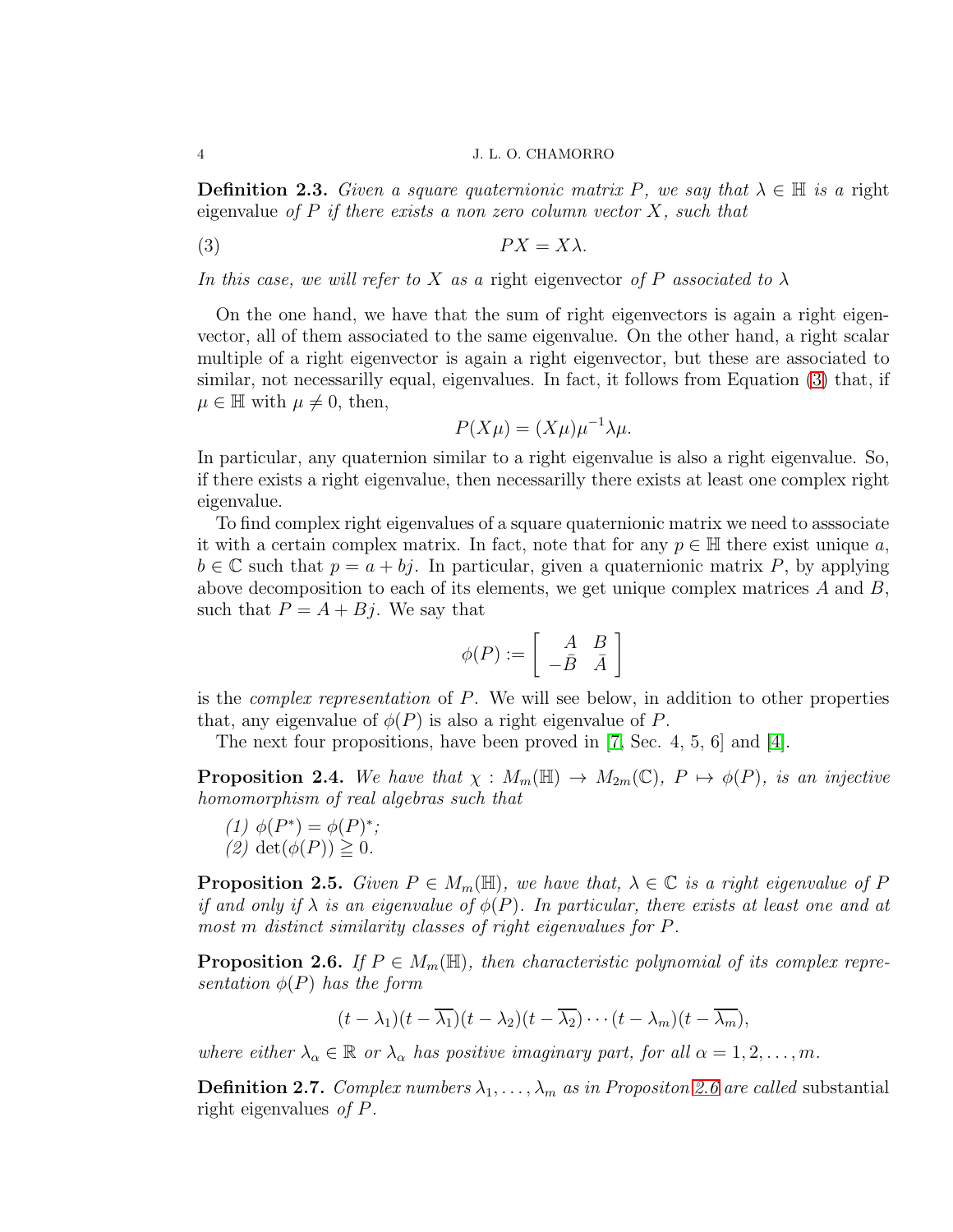**Definition 2.3.** *Given a square quaternionic matrix $P$, we say that $\lambda \in \mathbb{H}$ is a* right eigenvalue *of $P$ if there exists a non zero column vector $X$, such that*

$$PX = X\lambda. \tag{3}$$

*In this case, we will refer to $X$ as a* right eigenvector *of $P$ associated to $\lambda$*

On the one hand, we have that the sum of right eigenvectors is again a right eigenvector, all of them associated to the same eigenvalue. On the other hand, a right scalar multiple of a right eigenvector is again a right eigenvector, but these are associated to similar, not necessarilly equal, eigenvalues. In fact, it follows from Equation (3) that, if $\mu \in \mathbb{H}$ with $\mu \neq 0$, then,

$$P(X\mu) = (X\mu)\mu^{-1}\lambda\mu.$$

In particular, any quaternion similar to a right eigenvalue is also a right eigenvalue. So, if there exists a right eigenvalue, then necessarilly there exists at least one complex right eigenvalue.

To find complex right eigenvalues of a square quaternionic matrix we need to asssociate it with a certain complex matrix. In fact, note that for any $p \in \mathbb{H}$ there exist unique $a$, $b \in \mathbb{C}$ such that $p = a + bj$. In particular, given a quaternionic matrix $P$, by applying above decomposition to each of its elements, we get unique complex matrices $A$ and $B$, such that $P = A + Bj$. We say that

$$\phi(P) := \begin{bmatrix} A & B \\ -\bar{B} & \bar{A} \end{bmatrix}$$

is the *complex representation* of $P$. We will see below, in addition to other properties that, any eigenvalue of $\phi(P)$ is also a right eigenvalue of $P$.

The next four propositions, have been proved in [7, Sec. 4, 5, 6] and [4].

**Proposition 2.4.** *We have that $\chi : M_m(\mathbb{H}) \to M_{2m}(\mathbb{C})$, $P \mapsto \phi(P)$, is an injective homomorphism of real algebras such that*

*(1) $\phi(P^*) = \phi(P)^*$;*
*(2) $\det(\phi(P)) \geqq 0$.*

**Proposition 2.5.** *Given $P \in M_m(\mathbb{H})$, we have that, $\lambda \in \mathbb{C}$ is a right eigenvalue of $P$ if and only if $\lambda$ is an eigenvalue of $\phi(P)$. In particular, there exists at least one and at most $m$ distinct similarity classes of right eigenvalues for $P$.*

**Proposition 2.6.** *If $P \in M_m(\mathbb{H})$, then characteristic polynomial of its complex representation $\phi(P)$ has the form*

$$(t - \lambda_1)(t - \overline{\lambda_1})(t - \lambda_2)(t - \overline{\lambda_2}) \cdots (t - \lambda_m)(t - \overline{\lambda_m}),$$

*where either $\lambda_\alpha \in \mathbb{R}$ or $\lambda_\alpha$ has positive imaginary part, for all $\alpha = 1, 2, \ldots, m$.*

**Definition 2.7.** *Complex numbers $\lambda_1, \ldots, \lambda_m$ as in Propositon 2.6 are called* substantial right eigenvalues *of $P$.*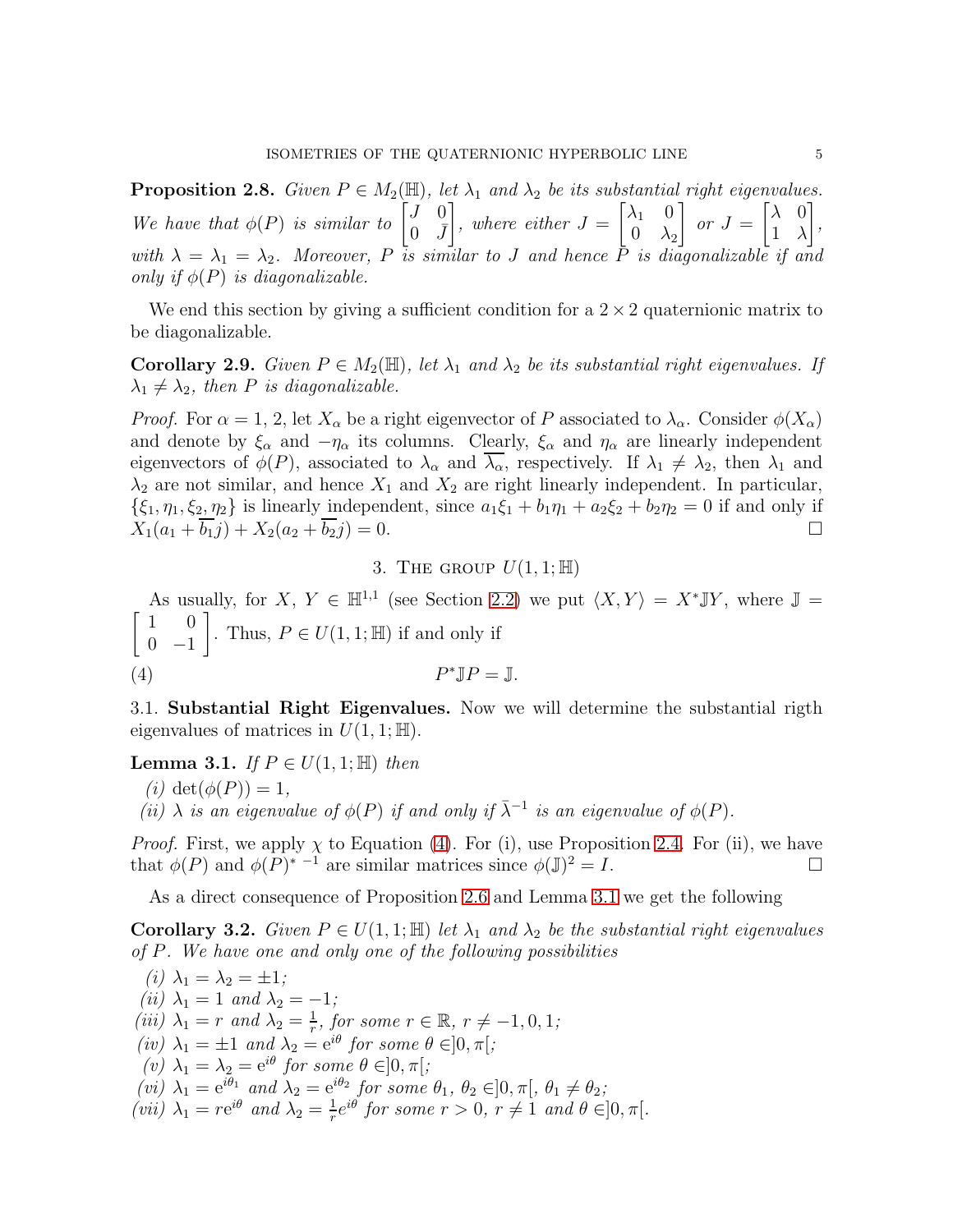**Proposition 2.8.** *Given $P \in M_2(\mathbb{H})$, let $\lambda_1$ and $\lambda_2$ be its substantial right eigenvalues. We have that $\phi(P)$ is similar to $\begin{bmatrix} J & 0 \\ 0 & \bar{J} \end{bmatrix}$, where either $J = \begin{bmatrix} \lambda_1 & 0 \\ 0 & \lambda_2 \end{bmatrix}$ or $J = \begin{bmatrix} \lambda & 0 \\ 1 & \lambda \end{bmatrix}$, with $\lambda = \lambda_1 = \lambda_2$. Moreover, $P$ is similar to $J$ and hence $P$ is diagonalizable if and only if $\phi(P)$ is diagonalizable.*

We end this section by giving a sufficient condition for a $2 \times 2$ quaternionic matrix to be diagonalizable.

**Corollary 2.9.** *Given $P \in M_2(\mathbb{H})$, let $\lambda_1$ and $\lambda_2$ be its substantial right eigenvalues. If $\lambda_1 \neq \lambda_2$, then $P$ is diagonalizable.*

*Proof.* For $\alpha = 1, 2$, let $X_\alpha$ be a right eigenvector of $P$ associated to $\lambda_\alpha$. Consider $\phi(X_\alpha)$ and denote by $\xi_\alpha$ and $-\eta_\alpha$ its columns. Clearly, $\xi_\alpha$ and $\eta_\alpha$ are linearly independent eigenvectors of $\phi(P)$, associated to $\lambda_\alpha$ and $\overline{\lambda_\alpha}$, respectively. If $\lambda_1 \neq \lambda_2$, then $\lambda_1$ and $\lambda_2$ are not similar, and hence $X_1$ and $X_2$ are right linearly independent. In particular, $\{\xi_1, \eta_1, \xi_2, \eta_2\}$ is linearly independent, since $a_1\xi_1 + b_1\eta_1 + a_2\xi_2 + b_2\eta_2 = 0$ if and only if $X_1(a_1 + \overline{b_1}j) + X_2(a_2 + \overline{b_2}j) = 0$. $\square$

## 3. The group $U(1, 1; \mathbb{H})$

As usually, for $X, Y \in \mathbb{H}^{1,1}$ (see Section 2.2) we put $\langle X, Y \rangle = X^*\mathbb{J}Y$, where $\mathbb{J} = \begin{bmatrix} 1 & 0 \\ 0 & -1 \end{bmatrix}$. Thus, $P \in U(1, 1; \mathbb{H})$ if and only if

$$P^*\mathbb{J}P = \mathbb{J}. \tag{4}$$

### 3.1. Substantial Right Eigenvalues.

Now we will determine the substantial rigth eigenvalues of matrices in $U(1, 1; \mathbb{H})$.

**Lemma 3.1.** *If $P \in U(1, 1; \mathbb{H})$ then*

*(i) $\det(\phi(P)) = 1$,*
*(ii) $\lambda$ is an eigenvalue of $\phi(P)$ if and only if $\bar{\lambda}^{-1}$ is an eigenvalue of $\phi(P)$.*

*Proof.* First, we apply $\chi$ to Equation (4). For (i), use Proposition 2.4. For (ii), we have that $\phi(P)$ and $\phi(P)^{*\,-1}$ are similar matrices since $\phi(\mathbb{J})^2 = I$. $\square$

As a direct consequence of Proposition 2.6 and Lemma 3.1 we get the following

**Corollary 3.2.** *Given $P \in U(1, 1; \mathbb{H})$ let $\lambda_1$ and $\lambda_2$ be the substantial right eigenvalues of $P$. We have one and only one of the following possibilities*

*(i) $\lambda_1 = \lambda_2 = \pm 1$;*
*(ii) $\lambda_1 = 1$ and $\lambda_2 = -1$;*
*(iii) $\lambda_1 = r$ and $\lambda_2 = \frac{1}{r}$, for some $r \in \mathbb{R}$, $r \neq -1, 0, 1$;*
*(iv) $\lambda_1 = \pm 1$ and $\lambda_2 = e^{i\theta}$ for some $\theta \in ]0, \pi[$;*
*(v) $\lambda_1 = \lambda_2 = e^{i\theta}$ for some $\theta \in ]0, \pi[$;*
*(vi) $\lambda_1 = e^{i\theta_1}$ and $\lambda_2 = e^{i\theta_2}$ for some $\theta_1, \theta_2 \in ]0, \pi[$, $\theta_1 \neq \theta_2$;*
*(vii) $\lambda_1 = re^{i\theta}$ and $\lambda_2 = \frac{1}{r}e^{i\theta}$ for some $r > 0$, $r \neq 1$ and $\theta \in ]0, \pi[$.*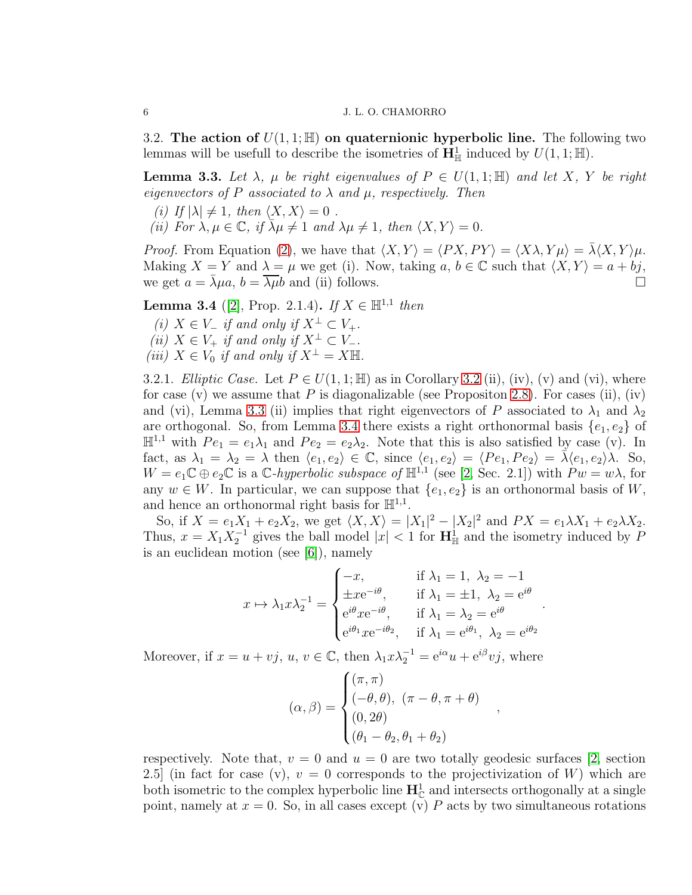### 3.2. **The action of $U(1,1;\mathbb{H})$ on quaternionic hyperbolic line.**

The following two lemmas will be usefull to describe the isometries of $\mathbf{H}^1_{\mathbb{H}}$ induced by $U(1,1;\mathbb{H})$.

**Lemma 3.3.** *Let $\lambda$, $\mu$ be right eigenvalues of $P \in U(1,1;\mathbb{H})$ and let $X$, $Y$ be right eigenvectors of $P$ associated to $\lambda$ and $\mu$, respectively. Then*

*(i) If $|\lambda| \neq 1$, then $\langle X, X\rangle = 0$ .*
*(ii) For $\lambda, \mu \in \mathbb{C}$, if $\bar{\lambda}\mu \neq 1$ and $\lambda\mu \neq 1$, then $\langle X, Y\rangle = 0$.*

*Proof.* From Equation (2), we have that $\langle X, Y\rangle = \langle PX, PY\rangle = \langle X\lambda, Y\mu\rangle = \bar{\lambda}\langle X, Y\rangle\mu$. Making $X = Y$ and $\lambda = \mu$ we get (i). Now, taking $a$, $b \in \mathbb{C}$ such that $\langle X, Y\rangle = a + bj$, we get $a = \bar{\lambda}\mu a$, $b = \overline{\lambda\mu} b$ and (ii) follows. $\square$

**Lemma 3.4** ([2], Prop. 2.1.4)**.** *If $X \in \mathbb{H}^{1,1}$ then*

*(i) $X \in V_-$ if and only if $X^\perp \subset V_+$.*
*(ii) $X \in V_+$ if and only if $X^\perp \subset V_-$.*
*(iii) $X \in V_0$ if and only if $X^\perp = X\mathbb{H}$.*

3.2.1. *Elliptic Case.* Let $P \in U(1,1;\mathbb{H})$ as in Corollary 3.2 (ii), (iv), (v) and (vi), where for case (v) we assume that $P$ is diagonalizable (see Propositon 2.8). For cases (ii), (iv) and (vi), Lemma 3.3 (ii) implies that right eigenvectors of $P$ associated to $\lambda_1$ and $\lambda_2$ are orthogonal. So, from Lemma 3.4 there exists a right orthonormal basis $\{e_1, e_2\}$ of $\mathbb{H}^{1,1}$ with $Pe_1 = e_1\lambda_1$ and $Pe_2 = e_2\lambda_2$. Note that this is also satisfied by case (v). In fact, as $\lambda_1 = \lambda_2 = \lambda$ then $\langle e_1, e_2\rangle \in \mathbb{C}$, since $\langle e_1, e_2\rangle = \langle Pe_1, Pe_2\rangle = \bar{\lambda}\langle e_1, e_2\rangle\lambda$. So, $W = e_1\mathbb{C} \oplus e_2\mathbb{C}$ is a $\mathbb{C}$-*hyperbolic subspace of* $\mathbb{H}^{1,1}$ (see [2, Sec. 2.1]) with $Pw = w\lambda$, for any $w \in W$. In particular, we can suppose that $\{e_1, e_2\}$ is an orthonormal basis of $W$, and hence an orthonormal right basis for $\mathbb{H}^{1,1}$.

So, if $X = e_1X_1 + e_2X_2$, we get $\langle X, X\rangle = |X_1|^2 - |X_2|^2$ and $PX = e_1\lambda X_1 + e_2\lambda X_2$. Thus, $x = X_1X_2^{-1}$ gives the ball model $|x| < 1$ for $\mathbf{H}^1_{\mathbb{H}}$ and the isometry induced by $P$ is an euclidean motion (see [6]), namely

$$x \mapsto \lambda_1 x \lambda_2^{-1} = \begin{cases} -x, & \text{if } \lambda_1 = 1,\ \lambda_2 = -1 \\ \pm x\mathrm{e}^{-i\theta}, & \text{if } \lambda_1 = \pm 1,\ \lambda_2 = \mathrm{e}^{i\theta} \\ \mathrm{e}^{i\theta}x\mathrm{e}^{-i\theta}, & \text{if } \lambda_1 = \lambda_2 = \mathrm{e}^{i\theta} \\ \mathrm{e}^{i\theta_1}x\mathrm{e}^{-i\theta_2}, & \text{if } \lambda_1 = \mathrm{e}^{i\theta_1},\ \lambda_2 = \mathrm{e}^{i\theta_2} \end{cases}.$$

Moreover, if $x = u + vj$, $u$, $v \in \mathbb{C}$, then $\lambda_1 x \lambda_2^{-1} = \mathrm{e}^{i\alpha}u + \mathrm{e}^{i\beta}vj$, where

$$(\alpha, \beta) = \begin{cases} (\pi, \pi) \\ (-\theta, \theta),\ (\pi - \theta, \pi + \theta) \\ (0, 2\theta) \\ (\theta_1 - \theta_2, \theta_1 + \theta_2) \end{cases},$$

respectively. Note that, $v = 0$ and $u = 0$ are two totally geodesic surfaces [2, section 2.5] (in fact for case (v), $v = 0$ corresponds to the projectivization of $W$) which are both isometric to the complex hyperbolic line $\mathbf{H}^1_{\mathbb{C}}$ and intersects orthogonally at a single point, namely at $x = 0$. So, in all cases except (v) $P$ acts by two simultaneous rotations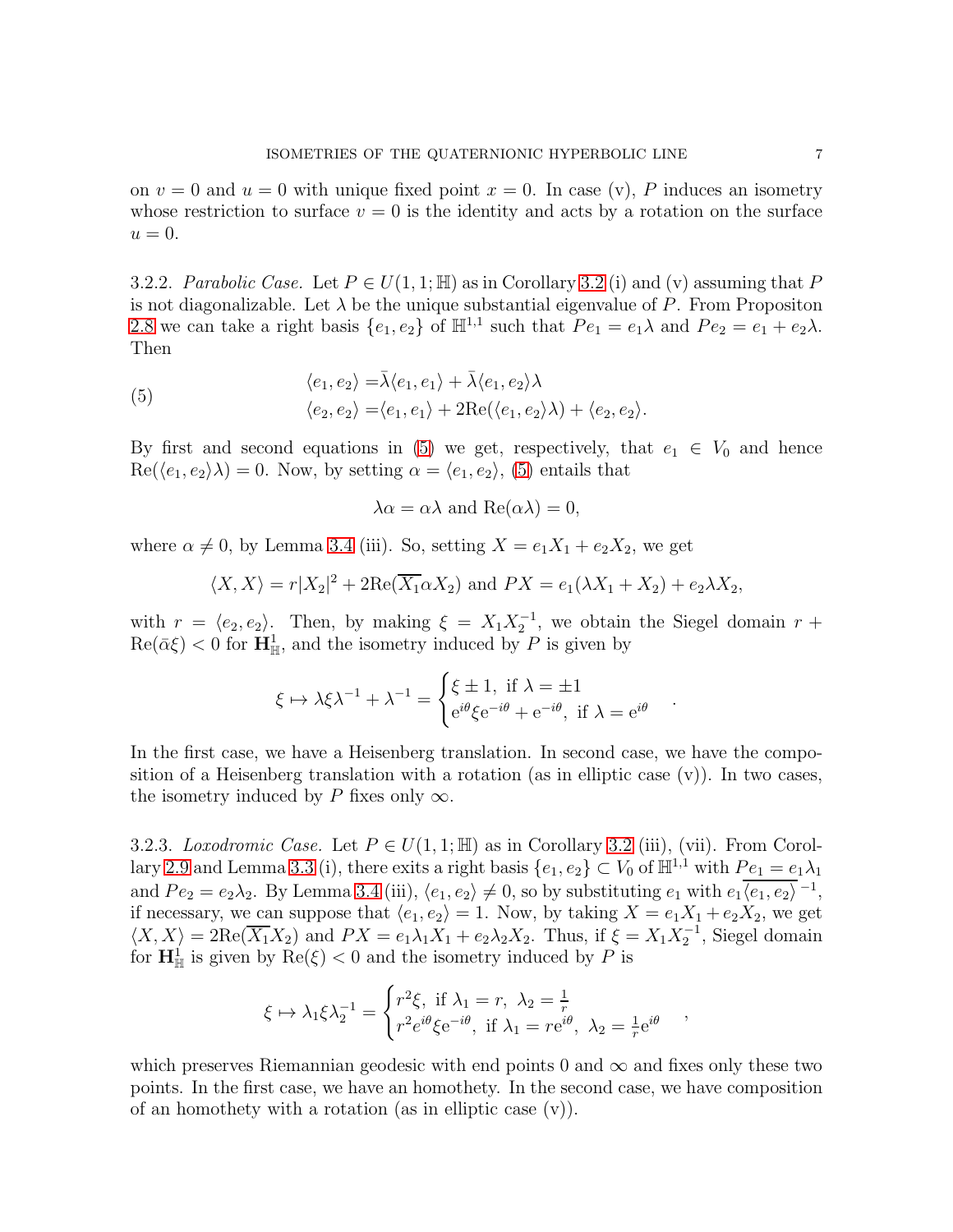on $v = 0$ and $u = 0$ with unique fixed point $x = 0$. In case (v), $P$ induces an isometry whose restriction to surface $v = 0$ is the identity and acts by a rotation on the surface $u = 0$.

3.2.2. *Parabolic Case.* Let $P \in U(1,1;\mathbb{H})$ as in Corollary 3.2 (i) and (v) assuming that $P$ is not diagonalizable. Let $\lambda$ be the unique substantial eigenvalue of $P$. From Propositon 2.8 we can take a right basis $\{e_1, e_2\}$ of $\mathbb{H}^{1,1}$ such that $Pe_1 = e_1\lambda$ and $Pe_2 = e_1 + e_2\lambda$. Then

$$
\begin{aligned}
\langle e_1, e_2\rangle &= \bar{\lambda}\langle e_1, e_1\rangle + \bar{\lambda}\langle e_1, e_2\rangle\lambda \\
\langle e_2, e_2\rangle &= \langle e_1, e_1\rangle + 2\mathrm{Re}(\langle e_1, e_2\rangle\lambda) + \langle e_2, e_2\rangle.
\end{aligned} \tag{5}
$$

By first and second equations in (5) we get, respectively, that $e_1 \in V_0$ and hence $\mathrm{Re}(\langle e_1, e_2\rangle\lambda) = 0$. Now, by setting $\alpha = \langle e_1, e_2\rangle$, (5) entails that

$$\lambda\alpha = \alpha\lambda \text{ and } \mathrm{Re}(\alpha\lambda) = 0,$$

where $\alpha \neq 0$, by Lemma 3.4 (iii). So, setting $X = e_1X_1 + e_2X_2$, we get

$$\langle X, X\rangle = r|X_2|^2 + 2\mathrm{Re}(\overline{X_1}\alpha X_2) \text{ and } PX = e_1(\lambda X_1 + X_2) + e_2\lambda X_2,$$

with $r = \langle e_2, e_2\rangle$. Then, by making $\xi = X_1X_2^{-1}$, we obtain the Siegel domain $r + \mathrm{Re}(\bar{\alpha}\xi) < 0$ for $\mathbf{H}^1_{\mathbb{H}}$, and the isometry induced by $P$ is given by

$$\xi \mapsto \lambda\xi\lambda^{-1} + \lambda^{-1} = \begin{cases} \xi \pm 1, \text{ if } \lambda = \pm 1 \\ \mathrm{e}^{i\theta}\xi\mathrm{e}^{-i\theta} + \mathrm{e}^{-i\theta}, \text{ if } \lambda = \mathrm{e}^{i\theta} \end{cases}.$$

In the first case, we have a Heisenberg translation. In second case, we have the composition of a Heisenberg translation with a rotation (as in elliptic case (v)). In two cases, the isometry induced by $P$ fixes only $\infty$.

3.2.3. *Loxodromic Case.* Let $P \in U(1,1;\mathbb{H})$ as in Corollary 3.2 (iii), (vii). From Corollary 2.9 and Lemma 3.3 (i), there exits a right basis $\{e_1, e_2\} \subset V_0$ of $\mathbb{H}^{1,1}$ with $Pe_1 = e_1\lambda_1$ and $Pe_2 = e_2\lambda_2$. By Lemma 3.4 (iii), $\langle e_1, e_2\rangle \neq 0$, so by substituting $e_1$ with $e_1\overline{\langle e_1, e_2\rangle}^{-1}$, if necessary, we can suppose that $\langle e_1, e_2\rangle = 1$. Now, by taking $X = e_1X_1 + e_2X_2$, we get $\langle X, X\rangle = 2\mathrm{Re}(\overline{X_1}X_2)$ and $PX = e_1\lambda_1X_1 + e_2\lambda_2X_2$. Thus, if $\xi = X_1X_2^{-1}$, Siegel domain for $\mathbf{H}^1_{\mathbb{H}}$ is given by $\mathrm{Re}(\xi) < 0$ and the isometry induced by $P$ is

$$\xi \mapsto \lambda_1\xi\lambda_2^{-1} = \begin{cases} r^2\xi, \text{ if } \lambda_1 = r, \ \lambda_2 = \frac{1}{r} \\ r^2\mathrm{e}^{i\theta}\xi\mathrm{e}^{-i\theta}, \text{ if } \lambda_1 = r\mathrm{e}^{i\theta}, \ \lambda_2 = \frac{1}{r}\mathrm{e}^{i\theta} \end{cases},$$

which preserves Riemannian geodesic with end points 0 and $\infty$ and fixes only these two points. In the first case, we have an homothety. In the second case, we have composition of an homothety with a rotation (as in elliptic case (v)).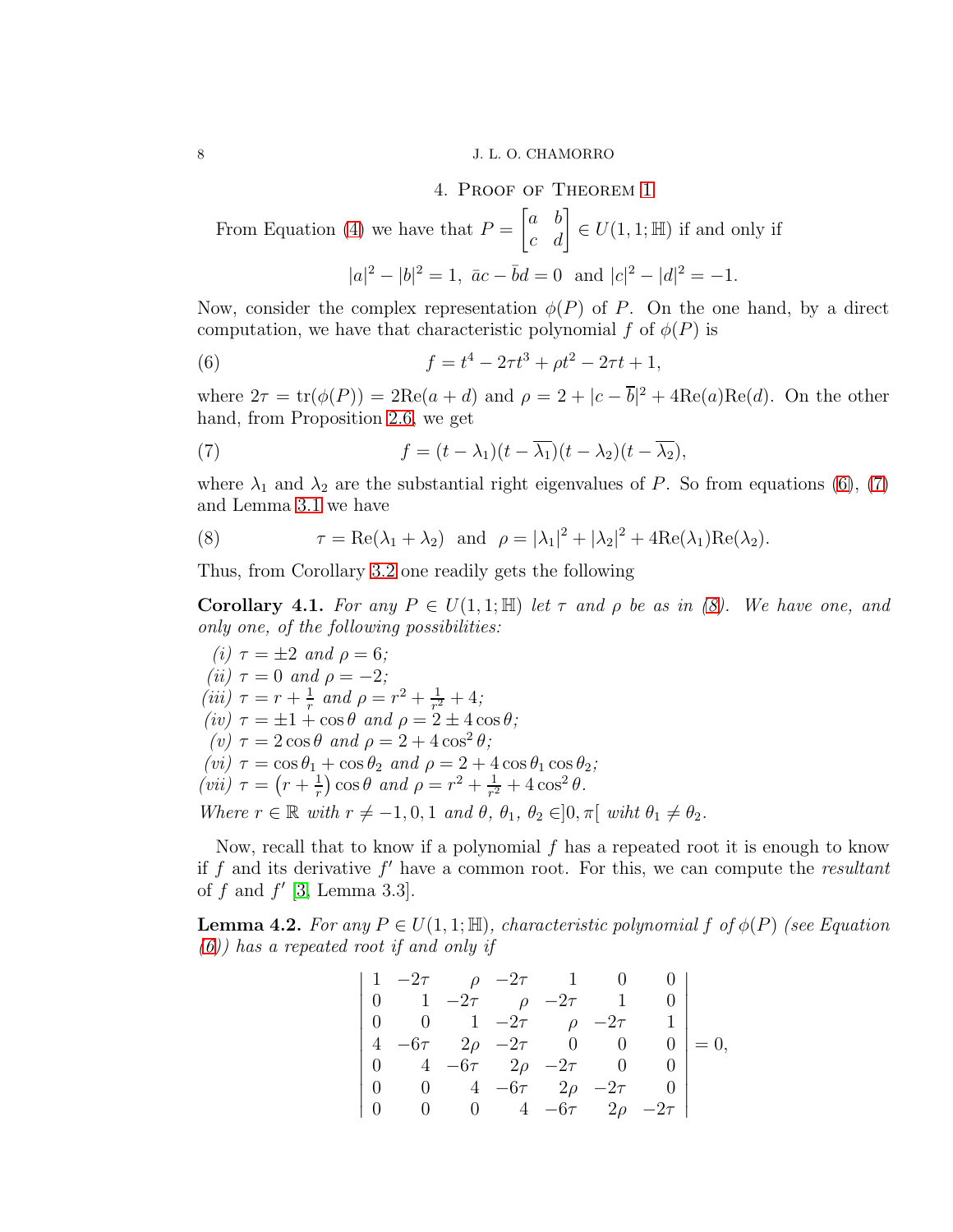## 4. Proof of Theorem 1

From Equation (4) we have that $P = \begin{bmatrix} a & b \\ c & d \end{bmatrix} \in U(1,1;\mathbb{H})$ if and only if

$$|a|^2 - |b|^2 = 1, \ \bar{a}c - \bar{b}d = 0 \ \text{ and } |c|^2 - |d|^2 = -1.$$

Now, consider the complex representation $\phi(P)$ of $P$. On the one hand, by a direct computation, we have that characteristic polynomial $f$ of $\phi(P)$ is

$$f = t^4 - 2\tau t^3 + \rho t^2 - 2\tau t + 1, \tag{6}$$

where $2\tau = \operatorname{tr}(\phi(P)) = 2\operatorname{Re}(a+d)$ and $\rho = 2 + |c - \overline{b}|^2 + 4\operatorname{Re}(a)\operatorname{Re}(d)$. On the other hand, from Proposition 2.6, we get

$$f = (t - \lambda_1)(t - \overline{\lambda_1})(t - \lambda_2)(t - \overline{\lambda_2}), \tag{7}$$

where $\lambda_1$ and $\lambda_2$ are the substantial right eigenvalues of $P$. So from equations (6), (7) and Lemma 3.1 we have

$$\tau = \operatorname{Re}(\lambda_1 + \lambda_2) \ \text{ and } \ \rho = |\lambda_1|^2 + |\lambda_2|^2 + 4\operatorname{Re}(\lambda_1)\operatorname{Re}(\lambda_2). \tag{8}$$

Thus, from Corollary 3.2 one readily gets the following

**Corollary 4.1.** *For any $P \in U(1,1;\mathbb{H})$ let $\tau$ and $\rho$ be as in (8). We have one, and only one, of the following possibilities:*

*(i)* $\tau = \pm 2$ *and* $\rho = 6$*;*
*(ii)* $\tau = 0$ *and* $\rho = -2$*;*
*(iii)* $\tau = r + \frac{1}{r}$ *and* $\rho = r^2 + \frac{1}{r^2} + 4$*;*
*(iv)* $\tau = \pm 1 + \cos\theta$ *and* $\rho = 2 \pm 4\cos\theta$*;*
*(v)* $\tau = 2\cos\theta$ *and* $\rho = 2 + 4\cos^2\theta$*;*
*(vi)* $\tau = \cos\theta_1 + \cos\theta_2$ *and* $\rho = 2 + 4\cos\theta_1\cos\theta_2$*;*
*(vii)* $\tau = \left(r + \frac{1}{r}\right)\cos\theta$ *and* $\rho = r^2 + \frac{1}{r^2} + 4\cos^2\theta$*.*

*Where $r \in \mathbb{R}$ with $r \neq -1, 0, 1$ and $\theta,\ \theta_1,\ \theta_2 \in ]0,\pi[$ wiht $\theta_1 \neq \theta_2$.*

Now, recall that to know if a polynomial $f$ has a repeated root it is enough to know if $f$ and its derivative $f'$ have a common root. For this, we can compute the *resultant* of $f$ and $f'$ [3, Lemma 3.3].

**Lemma 4.2.** *For any $P \in U(1,1;\mathbb{H})$, characteristic polynomial $f$ of $\phi(P)$ (see Equation (6)) has a repeated root if and only if*

$$\begin{vmatrix} 1 & -2\tau & \rho & -2\tau & 1 & 0 & 0 \\ 0 & 1 & -2\tau & \rho & -2\tau & 1 & 0 \\ 0 & 0 & 1 & -2\tau & \rho & -2\tau & 1 \\ 4 & -6\tau & 2\rho & -2\tau & 0 & 0 & 0 \\ 0 & 4 & -6\tau & 2\rho & -2\tau & 0 & 0 \\ 0 & 0 & 4 & -6\tau & 2\rho & -2\tau & 0 \\ 0 & 0 & 0 & 4 & -6\tau & 2\rho & -2\tau \end{vmatrix} = 0,$$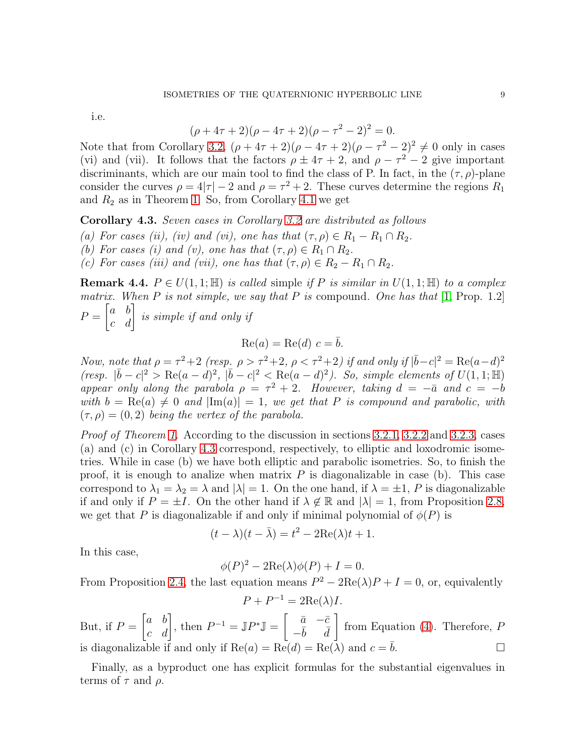i.e.

$$(\rho + 4\tau + 2)(\rho - 4\tau + 2)(\rho - \tau^2 - 2)^2 = 0.$$

Note that from Corollary 3.2, $(\rho + 4\tau + 2)(\rho - 4\tau + 2)(\rho - \tau^2 - 2)^2 \neq 0$ only in cases (vi) and (vii). It follows that the factors $\rho \pm 4\tau + 2$, and $\rho - \tau^2 - 2$ give important discriminants, which are our main tool to find the class of P. In fact, in the $(\tau, \rho)$-plane consider the curves $\rho = 4|\tau| - 2$ and $\rho = \tau^2 + 2$. These curves determine the regions $R_1$ and $R_2$ as in Theorem 1. So, from Corollary 4.1 we get

**Corollary 4.3.** *Seven cases in Corollary 3.2 are distributed as follows*
*(a) For cases (ii), (iv) and (vi), one has that $(\tau, \rho) \in R_1 - R_1 \cap R_2$.*
*(b) For cases (i) and (v), one has that $(\tau, \rho) \in R_1 \cap R_2$.*
*(c) For cases (iii) and (vii), one has that $(\tau, \rho) \in R_2 - R_1 \cap R_2$.*

**Remark 4.4.** *$P \in U(1,1;\mathbb{H})$ is called* simple *if $P$ is similar in $U(1,1;\mathbb{H})$ to a complex matrix. When $P$ is not simple, we say that $P$ is* compound. *One has that* [1, Prop. 1.2] $P = \begin{bmatrix} a & b \\ c & d \end{bmatrix}$ *is simple if and only if*

$$\mathrm{Re}(a) = \mathrm{Re}(d) \;\; c = \bar{b}.$$

*Now, note that $\rho = \tau^2+2$ (resp. $\rho > \tau^2+2$, $\rho < \tau^2+2$) if and only if $|\bar{b}-c|^2 = \mathrm{Re}(a-d)^2$ (resp. $|\bar{b}-c|^2 > \mathrm{Re}(a-d)^2$, $|\bar{b}-c|^2 < \mathrm{Re}(a-d)^2$). So, simple elements of $U(1,1;\mathbb{H})$ appear only along the parabola $\rho = \tau^2 + 2$. However, taking $d = -\bar{a}$ and $c = -b$ with $b = \mathrm{Re}(a) \neq 0$ and $|\mathrm{Im}(a)| = 1$, we get that $P$ is compound and parabolic, with $(\tau, \rho) = (0, 2)$ being the vertex of the parabola.*

*Proof of Theorem 1.* According to the discussion in sections 3.2.1, 3.2.2 and 3.2.3, cases (a) and (c) in Corollary 4.3 correspond, respectively, to elliptic and loxodromic isometries. While in case (b) we have both elliptic and parabolic isometries. So, to finish the proof, it is enough to analize when matrix $P$ is diagonalizable in case (b). This case correspond to $\lambda_1 = \lambda_2 = \lambda$ and $|\lambda| = 1$. On the one hand, if $\lambda = \pm 1$, $P$ is diagonalizable if and only if $P = \pm I$. On the other hand if $\lambda \notin \mathbb{R}$ and $|\lambda| = 1$, from Proposition 2.8, we get that $P$ is diagonalizable if and only if minimal polynomial of $\phi(P)$ is

$$(t - \lambda)(t - \bar{\lambda}) = t^2 - 2\mathrm{Re}(\lambda)t + 1.$$

In this case,

$$\phi(P)^2 - 2\mathrm{Re}(\lambda)\phi(P) + I = 0.$$

From Proposition 2.4, the last equation means $P^2 - 2\mathrm{Re}(\lambda)P + I = 0$, or, equivalently

$$P + P^{-1} = 2\mathrm{Re}(\lambda)I.$$

But, if $P = \begin{bmatrix} a & b \\ c & d \end{bmatrix}$, then $P^{-1} = \mathbb{J}P^*\mathbb{J} = \begin{bmatrix} \bar{a} & -\bar{c} \\ -\bar{b} & \bar{d} \end{bmatrix}$ from Equation (4). Therefore, $P$ is diagonalizable if and only if $\mathrm{Re}(a) = \mathrm{Re}(d) = \mathrm{Re}(\lambda)$ and $c = \bar{b}$. ☐

Finally, as a byproduct one has explicit formulas for the substantial eigenvalues in terms of $\tau$ and $\rho$.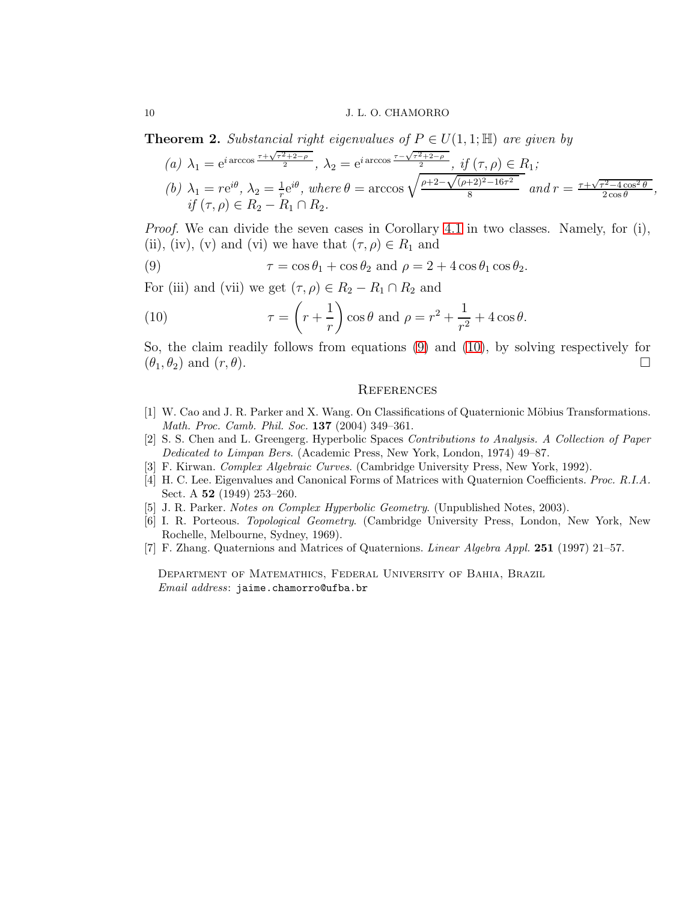**Theorem 2.** *Substancial right eigenvalues of $P \in U(1,1;\mathbb{H})$ are given by*

*(a)* $\lambda_1 = \mathrm{e}^{i \arccos \frac{\tau + \sqrt{\tau^2 + 2 - \rho}}{2}}$, $\lambda_2 = \mathrm{e}^{i \arccos \frac{\tau - \sqrt{\tau^2 + 2 - \rho}}{2}}$, *if* $(\tau, \rho) \in R_1$*;*

*(b)* $\lambda_1 = r\mathrm{e}^{i\theta}$, $\lambda_2 = \frac{1}{r}\mathrm{e}^{i\theta}$, *where* $\theta = \arccos \sqrt{\frac{\rho + 2 - \sqrt{(\rho+2)^2 - 16\tau^2}}{8}}$ *and* $r = \frac{\tau + \sqrt{\tau^2 - 4\cos^2\theta}}{2\cos\theta}$, *if* $(\tau, \rho) \in R_2 - R_1 \cap R_2$.

*Proof.* We can divide the seven cases in Corollary 4.1 in two classes. Namely, for (i), (ii), (iv), (v) and (vi) we have that $(\tau, \rho) \in R_1$ and

$$\tau = \cos\theta_1 + \cos\theta_2 \text{ and } \rho = 2 + 4\cos\theta_1 \cos\theta_2. \tag{9}$$

For (iii) and (vii) we get $(\tau, \rho) \in R_2 - R_1 \cap R_2$ and

$$\tau = \left(r + \frac{1}{r}\right)\cos\theta \text{ and } \rho = r^2 + \frac{1}{r^2} + 4\cos\theta. \tag{10}$$

So, the claim readily follows from equations (9) and (10), by solving respectively for $(\theta_1, \theta_2)$ and $(r, \theta)$. $\square$

## References

[1] W. Cao and J. R. Parker and X. Wang. On Classifications of Quaternionic Möbius Transformations. *Math. Proc. Camb. Phil. Soc.* **137** (2004) 349–361.

[2] S. S. Chen and L. Greengerg. Hyperbolic Spaces *Contributions to Analysis. A Collection of Paper Dedicated to Limpan Bers.* (Academic Press, New York, London, 1974) 49–87.

[3] F. Kirwan. *Complex Algebraic Curves.* (Cambridge University Press, New York, 1992).

[4] H. C. Lee. Eigenvalues and Canonical Forms of Matrices with Quaternion Coefficients. *Proc. R.I.A.* Sect. A **52** (1949) 253–260.

[5] J. R. Parker. *Notes on Complex Hyperbolic Geometry.* (Unpublished Notes, 2003).

[6] I. R. Porteous. *Topological Geometry.* (Cambridge University Press, London, New York, New Rochelle, Melbourne, Sydney, 1969).

[7] F. Zhang. Quaternions and Matrices of Quaternions. *Linear Algebra Appl.* **251** (1997) 21–57.

Department of Matemathics, Federal University of Bahia, Brazil
*Email address*: jaime.chamorro@ufba.br